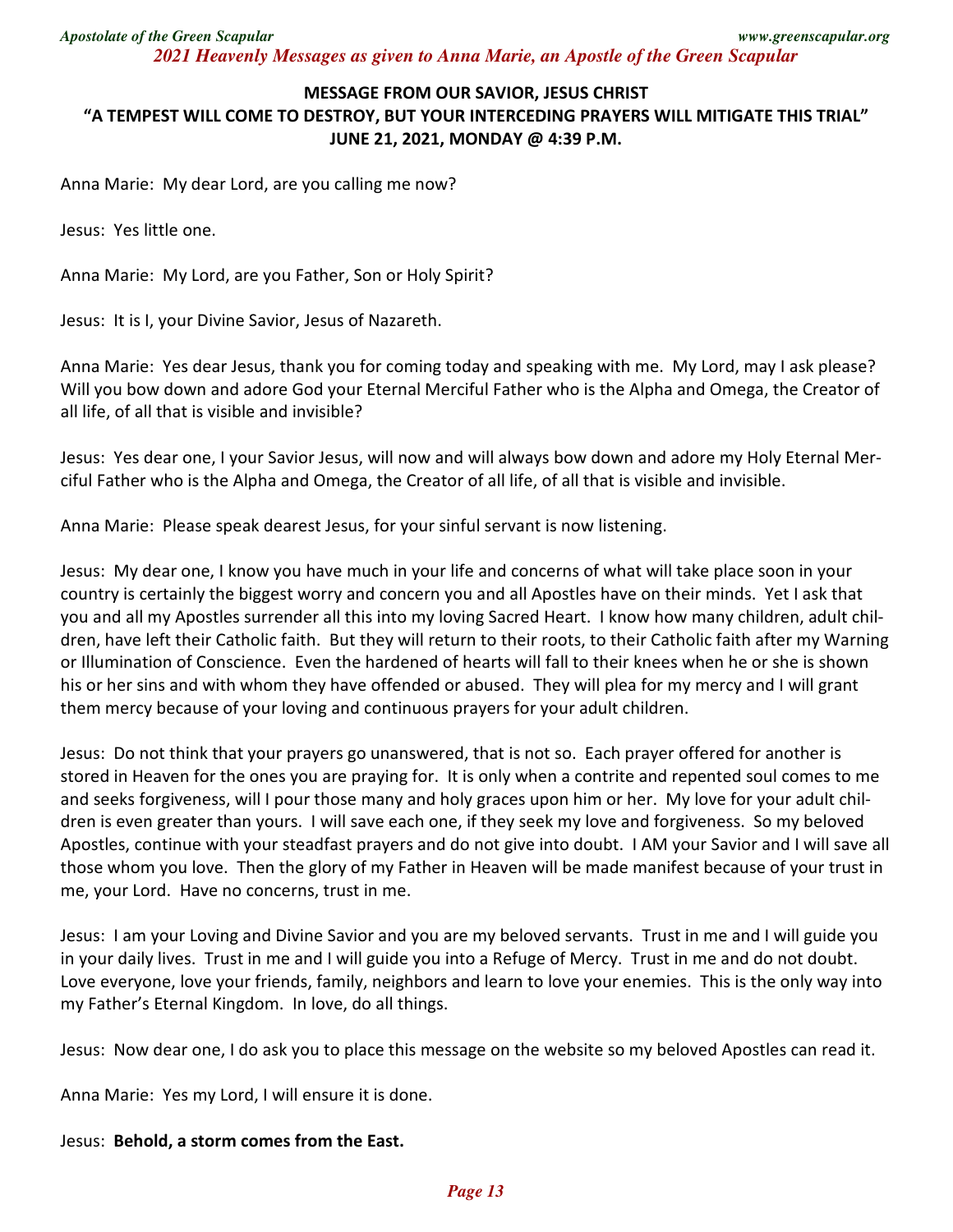## MESSAGE FROM OUR SAVIOR, JESUS CHRIST
## "A TEMPEST WILL COME TO DESTROY, BUT YOUR INTERCEDING PRAYERS WILL MITIGATE THIS TRIAL"
### JUNE 21, 2021, MONDAY @ 4:39 P.M.

Anna Marie: My dear Lord, are you calling me now?

Jesus: Yes little one.

Anna Marie: My Lord, are you Father, Son or Holy Spirit?

Jesus: It is I, your Divine Savior, Jesus of Nazareth.

Anna Marie: Yes dear Jesus, thank you for coming today and speaking with me. My Lord, may I ask please? Will you bow down and adore God your Eternal Merciful Father who is the Alpha and Omega, the Creator of all life, of all that is visible and invisible?

Jesus: Yes dear one, I your Savior Jesus, will now and will always bow down and adore my Holy Eternal Merciful Father who is the Alpha and Omega, the Creator of all life, of all that is visible and invisible.

Anna Marie: Please speak dearest Jesus, for your sinful servant is now listening.

Jesus: My dear one, I know you have much in your life and concerns of what will take place soon in your country is certainly the biggest worry and concern you and all Apostles have on their minds. Yet I ask that you and all my Apostles surrender all this into my loving Sacred Heart. I know how many children, adult children, have left their Catholic faith. But they will return to their roots, to their Catholic faith after my Warning or Illumination of Conscience. Even the hardened of hearts will fall to their knees when he or she is shown his or her sins and with whom they have offended or abused. They will plea for my mercy and I will grant them mercy because of your loving and continuous prayers for your adult children.

Jesus: Do not think that your prayers go unanswered, that is not so. Each prayer offered for another is stored in Heaven for the ones you are praying for. It is only when a contrite and repented soul comes to me and seeks forgiveness, will I pour those many and holy graces upon him or her. My love for your adult children is even greater than yours. I will save each one, if they seek my love and forgiveness. So my beloved Apostles, continue with your steadfast prayers and do not give into doubt. I AM your Savior and I will save all those whom you love. Then the glory of my Father in Heaven will be made manifest because of your trust in me, your Lord. Have no concerns, trust in me.

Jesus: I am your Loving and Divine Savior and you are my beloved servants. Trust in me and I will guide you in your daily lives. Trust in me and I will guide you into a Refuge of Mercy. Trust in me and do not doubt. Love everyone, love your friends, family, neighbors and learn to love your enemies. This is the only way into my Father's Eternal Kingdom. In love, do all things.

Jesus: Now dear one, I do ask you to place this message on the website so my beloved Apostles can read it.

Anna Marie: Yes my Lord, I will ensure it is done.

Jesus: **Behold, a storm comes from the East.**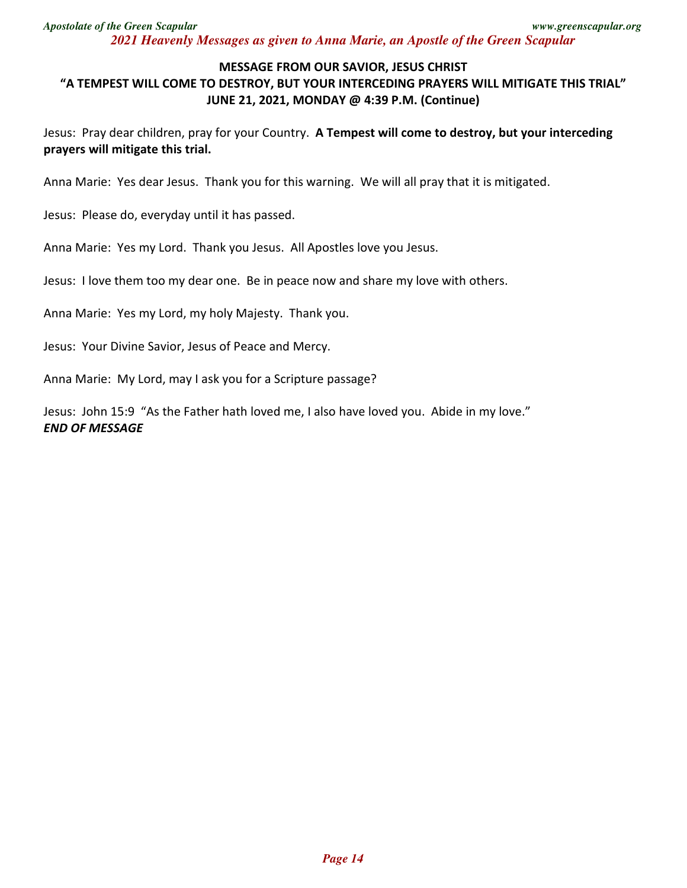**MESSAGE FROM OUR SAVIOR, JESUS CHRIST**
**"A TEMPEST WILL COME TO DESTROY, BUT YOUR INTERCEDING PRAYERS WILL MITIGATE THIS TRIAL"**
**JUNE 21, 2021, MONDAY @ 4:39 P.M. (Continue)**

Jesus: Pray dear children, pray for your Country. **A Tempest will come to destroy, but your interceding prayers will mitigate this trial.**

Anna Marie: Yes dear Jesus. Thank you for this warning. We will all pray that it is mitigated.

Jesus: Please do, everyday until it has passed.

Anna Marie: Yes my Lord. Thank you Jesus. All Apostles love you Jesus.

Jesus: I love them too my dear one. Be in peace now and share my love with others.

Anna Marie: Yes my Lord, my holy Majesty. Thank you.

Jesus: Your Divine Savior, Jesus of Peace and Mercy.

Anna Marie: My Lord, may I ask you for a Scripture passage?

Jesus: John 15:9 "As the Father hath loved me, I also have loved you. Abide in my love."
***END OF MESSAGE***